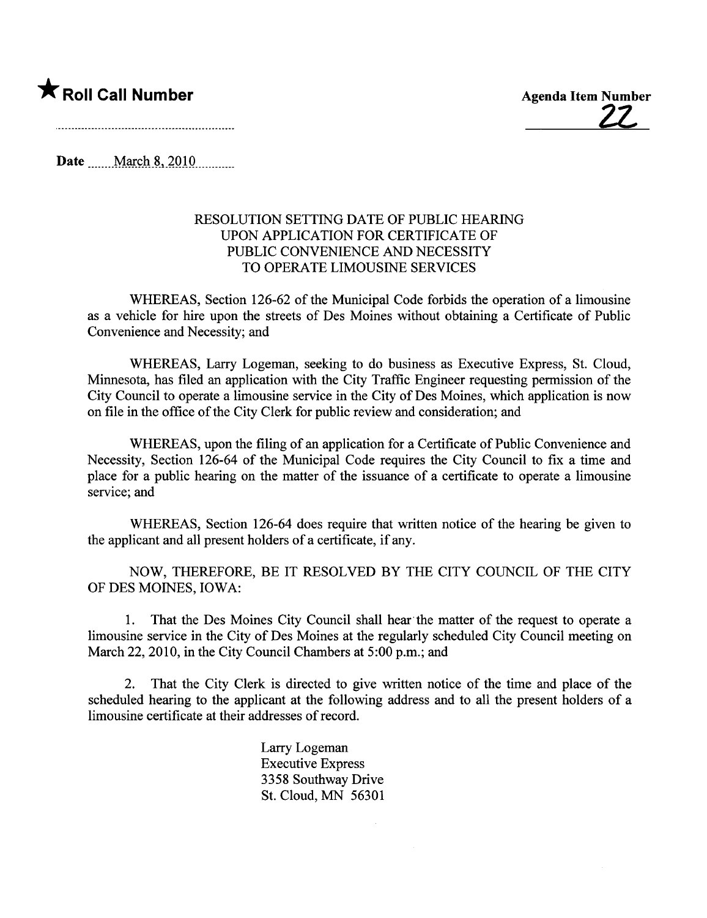★ **Roll Call Number**

**Agenda Item Number**
22

**Date** March 8, 2010

### RESOLUTION SETTING DATE OF PUBLIC HEARING UPON APPLICATION FOR CERTIFICATE OF PUBLIC CONVENIENCE AND NECESSITY TO OPERATE LIMOUSINE SERVICES

WHEREAS, Section 126-62 of the Municipal Code forbids the operation of a limousine as a vehicle for hire upon the streets of Des Moines without obtaining a Certificate of Public Convenience and Necessity; and

WHEREAS, Larry Logeman, seeking to do business as Executive Express, St. Cloud, Minnesota, has filed an application with the City Traffic Engineer requesting permission of the City Council to operate a limousine service in the City of Des Moines, which application is now on file in the office of the City Clerk for public review and consideration; and

WHEREAS, upon the filing of an application for a Certificate of Public Convenience and Necessity, Section 126-64 of the Municipal Code requires the City Council to fix a time and place for a public hearing on the matter of the issuance of a certificate to operate a limousine service; and

WHEREAS, Section 126-64 does require that written notice of the hearing be given to the applicant and all present holders of a certificate, if any.

NOW, THEREFORE, BE IT RESOLVED BY THE CITY COUNCIL OF THE CITY OF DES MOINES, IOWA:

1. That the Des Moines City Council shall hear the matter of the request to operate a limousine service in the City of Des Moines at the regularly scheduled City Council meeting on March 22, 2010, in the City Council Chambers at 5:00 p.m.; and

2. That the City Clerk is directed to give written notice of the time and place of the scheduled hearing to the applicant at the following address and to all the present holders of a limousine certificate at their addresses of record.

Larry Logeman
Executive Express
3358 Southway Drive
St. Cloud, MN 56301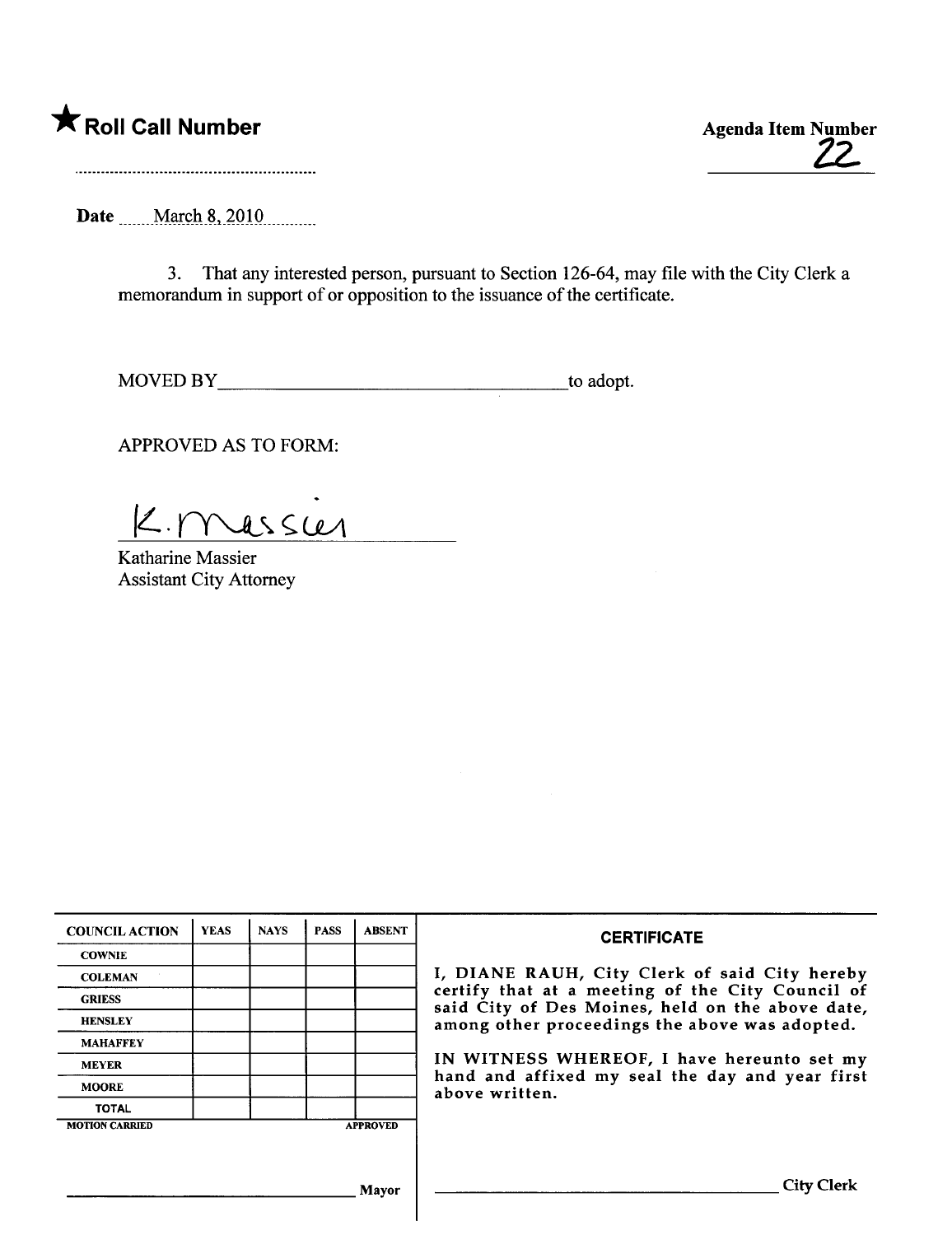★ **Roll Call Number**

..........................................................

**Agenda Item Number**

22

**Date** March 8, 2010

3. That any interested person, pursuant to Section 126-64, may file with the City Clerk a memorandum in support of or opposition to the issuance of the certificate.

MOVED BY\_\_\_\_\_\_\_\_\_\_\_\_\_\_\_\_\_\_\_\_\_\_\_\_\_\_\_\_\_\_\_\_\_\_\_\_to adopt.

APPROVED AS TO FORM:

K. Massier

Katharine Massier
Assistant City Attorney

| COUNCIL ACTION | YEAS | NAYS | PASS | ABSENT |
|---|---|---|---|---|
| COWNIE | | | | |
| COLEMAN | | | | |
| GRIESS | | | | |
| HENSLEY | | | | |
| MAHAFFEY | | | | |
| MEYER | | | | |
| MOORE | | | | |
| TOTAL | | | | |

MOTION CARRIED APPROVED

\_\_\_\_\_\_\_\_\_\_\_\_\_\_\_\_\_\_\_\_\_\_\_\_\_\_\_\_\_\_ Mayor

**CERTIFICATE**

I, DIANE RAUH, City Clerk of said City hereby certify that at a meeting of the City Council of said City of Des Moines, held on the above date, among other proceedings the above was adopted.

IN WITNESS WHEREOF, I have hereunto set my hand and affixed my seal the day and year first above written.

\_\_\_\_\_\_\_\_\_\_\_\_\_\_\_\_\_\_\_\_\_\_\_\_\_\_\_\_\_\_ City Clerk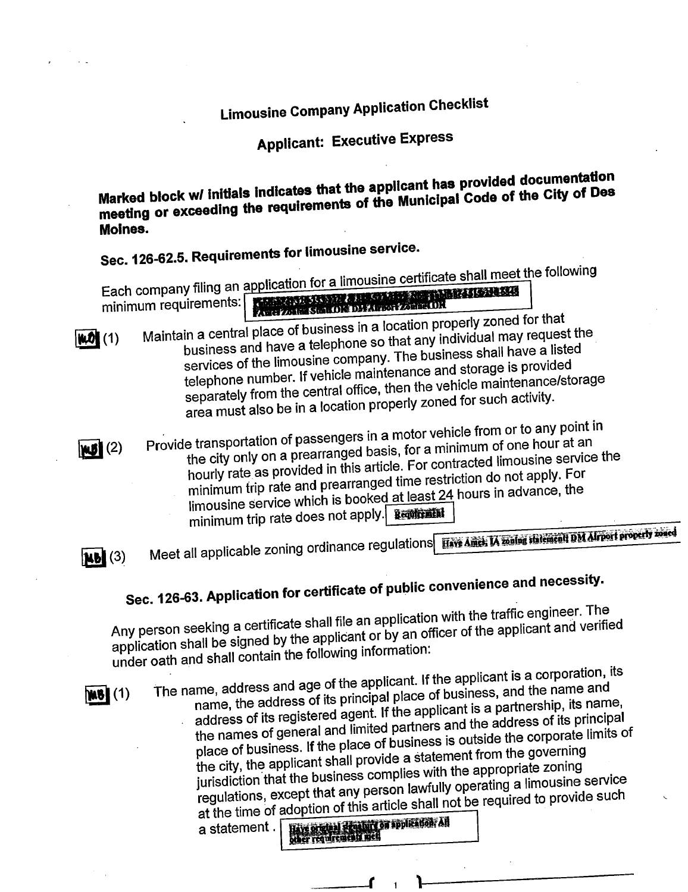# Limousine Company Application Checklist

## Applicant: Executive Express

**Marked block w/ initials indicates that the applicant has provided documentation meeting or exceeding the requirements of the Municipal Code of the City of Des Moines.**

### Sec. 126-62.5. Requirements for limousine service.

Each company filing an application for a limousine certificate shall meet the following minimum requirements: [ Ames Zoning Statement DM Airport Zoned OK ]

[MB] (1) Maintain a central place of business in a location properly zoned for that business and have a telephone so that any individual may request the services of the limousine company. The business shall have a listed telephone number. If vehicle maintenance and storage is provided separately from the central office, then the vehicle maintenance/storage area must also be in a location properly zoned for such activity.

[MB] (2) Provide transportation of passengers in a motor vehicle from or to any point in the city only on a prearranged basis, for a minimum of one hour at an hourly rate as provided in this article. For contracted limousine service the minimum trip rate and prearranged time restriction do not apply. For limousine service which is booked at least 24 hours in advance, the minimum trip rate does not apply. [ Requirement ]

[MB] (3) Meet all applicable zoning ordinance regulations [ Have Ames, IA zoning statement; DM Airport properly zoned ]

### Sec. 126-63. Application for certificate of public convenience and necessity.

Any person seeking a certificate shall file an application with the traffic engineer. The application shall be signed by the applicant or by an officer of the applicant and verified under oath and shall contain the following information:

[MB] (1) The name, address and age of the applicant. If the applicant is a corporation, its name, the address of its principal place of business, and the name and address of its registered agent. If the applicant is a partnership, its name, the names of general and limited partners and the address of its principal place of business. If the place of business is outside the corporate limits of the city, the applicant shall provide a statement from the governing jurisdiction that the business complies with the appropriate zoning regulations, except that any person lawfully operating a limousine service at the time of adoption of this article shall not be required to provide such a statement. [ Have original signature on application. All other requirements met ]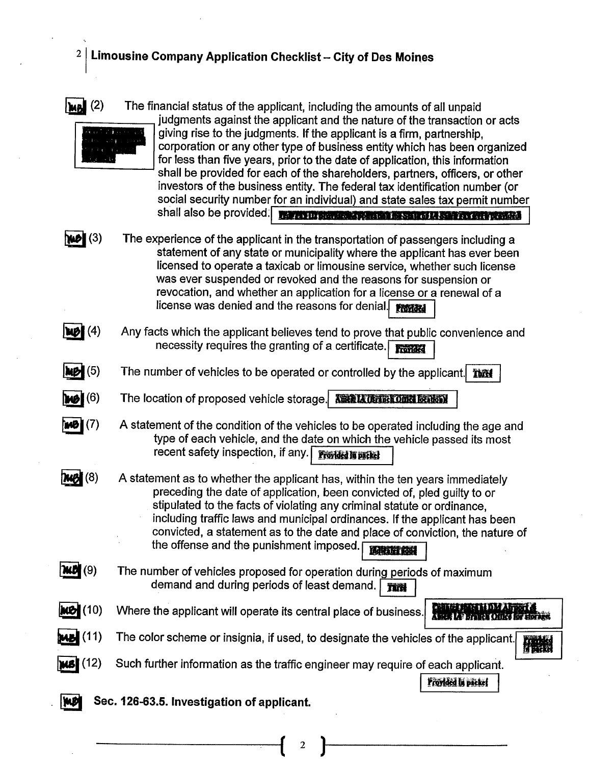## Limousine Company Application Checklist – City of Des Moines

MB (2) The financial status of the applicant, including the amounts of all unpaid judgments against the applicant and the nature of the transaction or acts giving rise to the judgments. If the applicant is a firm, partnership, corporation or any other type of business entity which has been organized for less than five years, prior to the date of application, this information shall be provided for each of the shareholders, partners, officers, or other investors of the business entity. The federal tax identification number (or social security number for an individual) and state sales tax permit number shall also be provided.

MB (3) The experience of the applicant in the transportation of passengers including a statement of any state or municipality where the applicant has ever been licensed to operate a taxicab or limousine service, whether such license was ever suspended or revoked and the reasons for suspension or revocation, and whether an application for a license or a renewal of a license was denied and the reasons for denial. Provided

MB (4) Any facts which the applicant believes tend to prove that public convenience and necessity requires the granting of a certificate. Provided

MB (5) The number of vehicles to be operated or controlled by the applicant. Three

MB (6) The location of proposed vehicle storage.

MB (7) A statement of the condition of the vehicles to be operated including the age and type of each vehicle, and the date on which the vehicle passed its most recent safety inspection, if any. Provided in packet

MB (8) A statement as to whether the applicant has, within the ten years immediately preceding the date of application, been convicted of, pled guilty to or stipulated to the facts of violating any criminal statute or ordinance, including traffic laws and municipal ordinances. If the applicant has been convicted, a statement as to the date and place of conviction, the nature of the offense and the punishment imposed.

MB (9) The number of vehicles proposed for operation during periods of maximum demand and during periods of least demand. Three

MB (10) Where the applicant will operate its central place of business.

MB (11) The color scheme or insignia, if used, to designate the vehicles of the applicant. Provided in packet

MB (12) Such further information as the traffic engineer may require of each applicant. Provided in packet

MB **Sec. 126-63.5. Investigation of applicant.**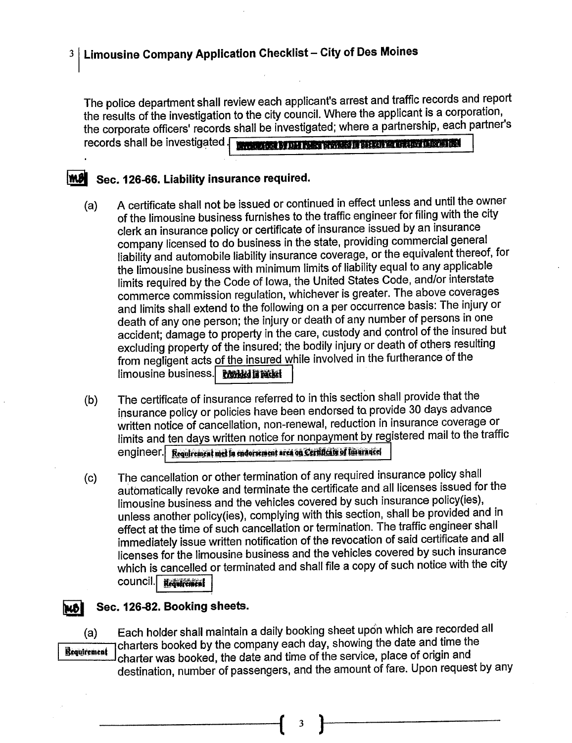The police department shall review each applicant's arrest and traffic records and report the results of the investigation to the city council. Where the applicant is a corporation, the corporate officers' records shall be investigated; where a partnership, each partner's records shall be investigated.

## MB Sec. 126-66. Liability insurance required.

(a) A certificate shall not be issued or continued in effect unless and until the owner of the limousine business furnishes to the traffic engineer for filing with the city clerk an insurance policy or certificate of insurance issued by an insurance company licensed to do business in the state, providing commercial general liability and automobile liability insurance coverage, or the equivalent thereof, for the limousine business with minimum limits of liability equal to any applicable limits required by the Code of Iowa, the United States Code, and/or interstate commerce commission regulation, whichever is greater. The above coverages and limits shall extend to the following on a per occurrence basis: The injury or death of any one person; the injury or death of any number of persons in one accident; damage to property in the care, custody and control of the insured but excluding property of the insured; the bodily injury or death of others resulting from negligent acts of the insured while involved in the furtherance of the limousine business. Provided in packet

(b) The certificate of insurance referred to in this section shall provide that the insurance policy or policies have been endorsed to provide 30 days advance written notice of cancellation, non-renewal, reduction in insurance coverage or limits and ten days written notice for nonpayment by registered mail to the traffic engineer. Requirement met in endorsement area on Certificate of Insurance

(c) The cancellation or other termination of any required insurance policy shall automatically revoke and terminate the certificate and all licenses issued for the limousine business and the vehicles covered by such insurance policy(ies), unless another policy(ies), complying with this section, shall be provided and in effect at the time of such cancellation or termination. The traffic engineer shall immediately issue written notification of the revocation of said certificate and all licenses for the limousine business and the vehicles covered by such insurance which is cancelled or terminated and shall file a copy of such notice with the city council. Requirement

## MB Sec. 126-82. Booking sheets.

(a) Each holder shall maintain a daily booking sheet upon which are recorded all charters booked by the company each day, showing the date and time the charter was booked, the date and time of the service, place of origin and destination, number of passengers, and the amount of fare. Upon request by any Requirement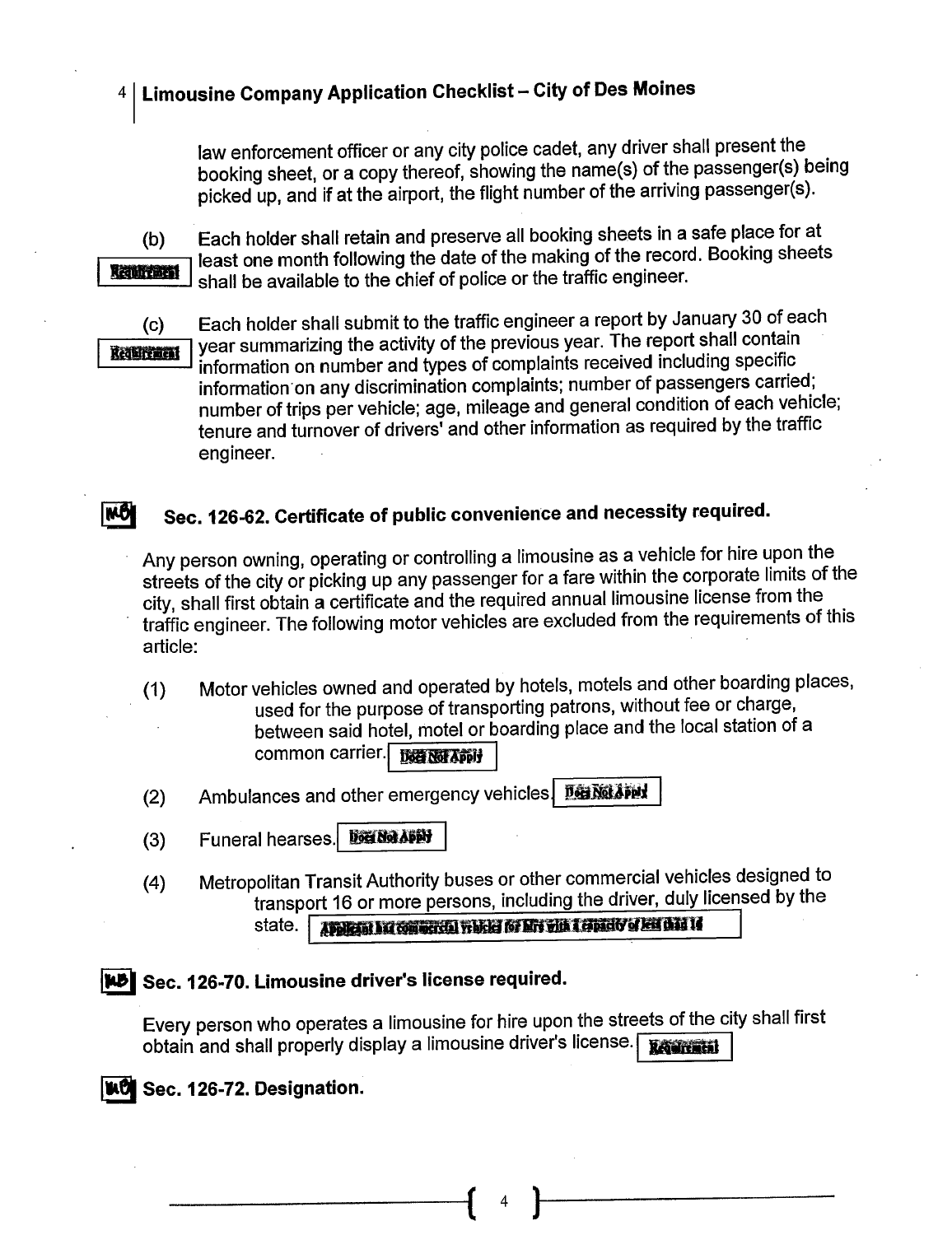law enforcement officer or any city police cadet, any driver shall present the booking sheet, or a copy thereof, showing the name(s) of the passenger(s) being picked up, and if at the airport, the flight number of the arriving passenger(s).

(b) Each holder shall retain and preserve all booking sheets in a safe place for at least one month following the date of the making of the record. Booking sheets shall be available to the chief of police or the traffic engineer. Requirement

(c) Each holder shall submit to the traffic engineer a report by January 30 of each year summarizing the activity of the previous year. The report shall contain information on number and types of complaints received including specific information on any discrimination complaints; number of passengers carried; number of trips per vehicle; age, mileage and general condition of each vehicle; tenure and turnover of drivers' and other information as required by the traffic engineer. Requirement

### Sec. 126-62. Certificate of public convenience and necessity required.

Any person owning, operating or controlling a limousine as a vehicle for hire upon the streets of the city or picking up any passenger for a fare within the corporate limits of the city, shall first obtain a certificate and the required annual limousine license from the traffic engineer. The following motor vehicles are excluded from the requirements of this article:

(1) Motor vehicles owned and operated by hotels, motels and other boarding places, used for the purpose of transporting patrons, without fee or charge, between said hotel, motel or boarding place and the local station of a common carrier. Does Not Apply

(2) Ambulances and other emergency vehicles. Does Not Apply

(3) Funeral hearses. Does Not Apply

(4) Metropolitan Transit Authority buses or other commercial vehicles designed to transport 16 or more persons, including the driver, duly licensed by the state. Applicant has commercial vehicle for hire with a capacity of less than 16

### Sec. 126-70. Limousine driver's license required.

Every person who operates a limousine for hire upon the streets of the city shall first obtain and shall properly display a limousine driver's license. Requirement

### Sec. 126-72. Designation.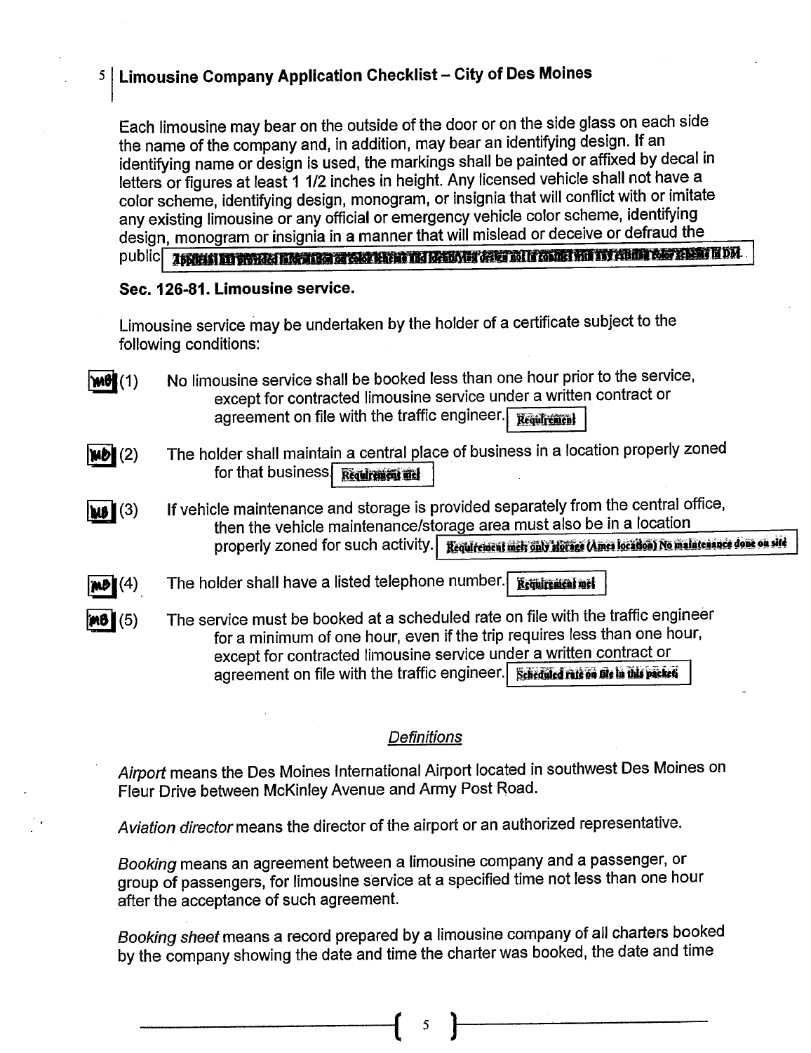## Limousine Company Application Checklist – City of Des Moines

Each limousine may bear on the outside of the door or on the side glass on each side the name of the company and, in addition, may bear an identifying design. If an identifying name or design is used, the markings shall be painted or affixed by decal in letters or figures at least 1 1/2 inches in height. Any licensed vehicle shall not have a color scheme, identifying design, monogram, or insignia that will conflict with or imitate any existing limousine or any official or emergency vehicle color scheme, identifying design, monogram or insignia in a manner that will mislead or deceive or defraud the public. [Applicant has provided information on color scheme and identifying design not in conflict with any existing color scheme in DM.]

**Sec. 126-81. Limousine service.**

Limousine service may be undertaken by the holder of a certificate subject to the following conditions:

[MB] (1) No limousine service shall be booked less than one hour prior to the service, except for contracted limousine service under a written contract or agreement on file with the traffic engineer. [Requirement]

[MB] (2) The holder shall maintain a central place of business in a location properly zoned for that business. [Requirement met]

[MB] (3) If vehicle maintenance and storage is provided separately from the central office, then the vehicle maintenance/storage area must also be in a location properly zoned for such activity. [Requirement met; only storage (Ames location) No maintenance done on site]

[MB] (4) The holder shall have a listed telephone number. [Requirement met]

[MB] (5) The service must be booked at a scheduled rate on file with the traffic engineer for a minimum of one hour, even if the trip requires less than one hour, except for contracted limousine service under a written contract or agreement on file with the traffic engineer. [Scheduled rate on file in this packet]

*Definitions*

*Airport* means the Des Moines International Airport located in southwest Des Moines on Fleur Drive between McKinley Avenue and Army Post Road.

*Aviation director* means the director of the airport or an authorized representative.

*Booking* means an agreement between a limousine company and a passenger, or group of passengers, for limousine service at a specified time not less than one hour after the acceptance of such agreement.

*Booking sheet* means a record prepared by a limousine company of all charters booked by the company showing the date and time the charter was booked, the date and time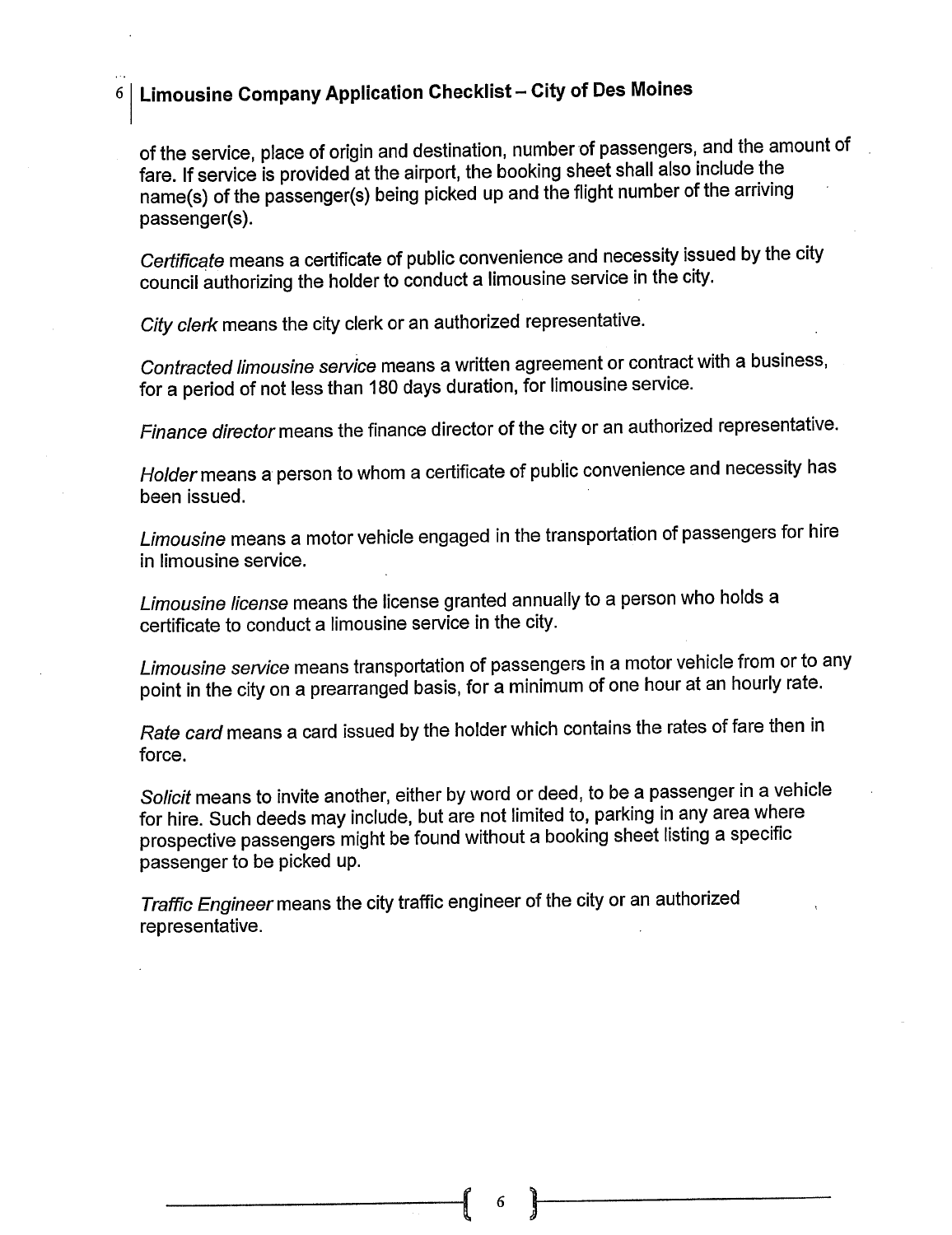of the service, place of origin and destination, number of passengers, and the amount of fare. If service is provided at the airport, the booking sheet shall also include the name(s) of the passenger(s) being picked up and the flight number of the arriving passenger(s).

*Certificate* means a certificate of public convenience and necessity issued by the city council authorizing the holder to conduct a limousine service in the city.

*City clerk* means the city clerk or an authorized representative.

*Contracted limousine service* means a written agreement or contract with a business, for a period of not less than 180 days duration, for limousine service.

*Finance director* means the finance director of the city or an authorized representative.

*Holder* means a person to whom a certificate of public convenience and necessity has been issued.

*Limousine* means a motor vehicle engaged in the transportation of passengers for hire in limousine service.

*Limousine license* means the license granted annually to a person who holds a certificate to conduct a limousine service in the city.

*Limousine service* means transportation of passengers in a motor vehicle from or to any point in the city on a prearranged basis, for a minimum of one hour at an hourly rate.

*Rate card* means a card issued by the holder which contains the rates of fare then in force.

*Solicit* means to invite another, either by word or deed, to be a passenger in a vehicle for hire. Such deeds may include, but are not limited to, parking in any area where prospective passengers might be found without a booking sheet listing a specific passenger to be picked up.

*Traffic Engineer* means the city traffic engineer of the city or an authorized representative.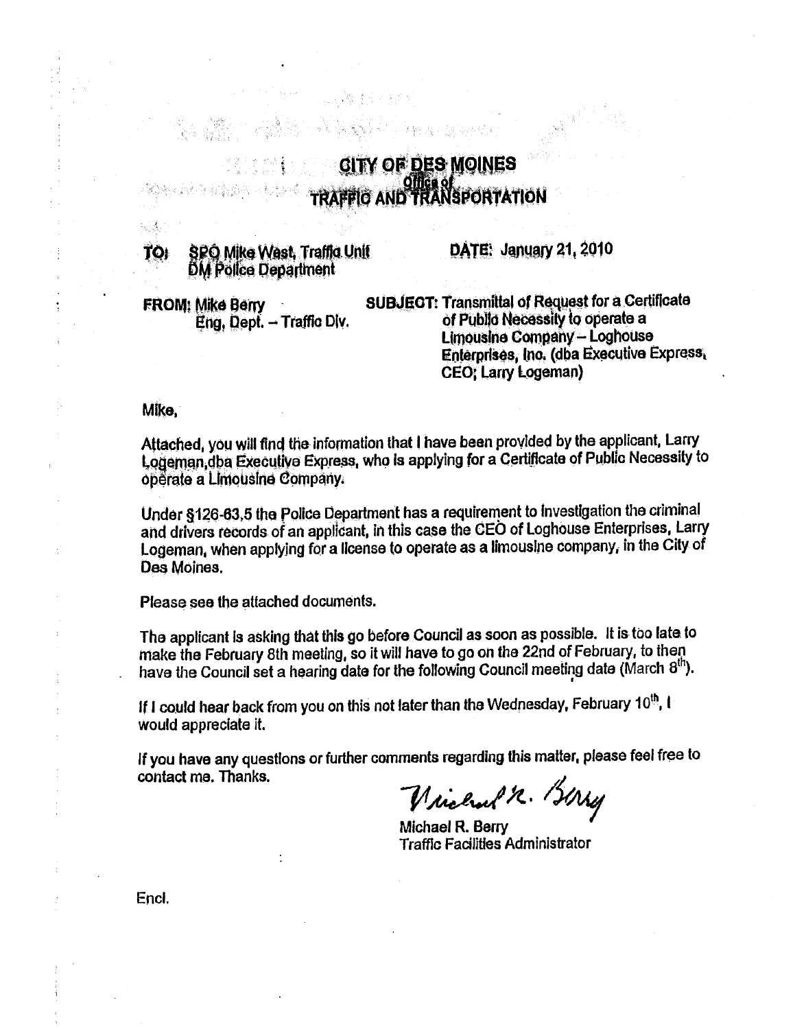# CITY OF DES MOINES

## Office of TRAFFIC AND TRANSPORTATION

**TO:** SPO Mike West, Traffic Unit
DM Police Department

**DATE:** January 21, 2010

**FROM:** Mike Berry
Eng. Dept. – Traffic Div.

**SUBJECT:** Transmittal of Request for a Certificate of Public Necessity to operate a Limousine Company – Loghouse Enterprises, Inc. (dba Executive Express, CEO; Larry Logeman)

Mike,

Attached, you will find the information that I have been provided by the applicant, Larry Logeman,dba Executive Express, who is applying for a Certificate of Public Necessity to operate a Limousine Company.

Under §126-63,5 the Police Department has a requirement to investigation the criminal and drivers records of an applicant, in this case the CEO of Loghouse Enterprises, Larry Logeman, when applying for a license to operate as a limousine company, in the City of Des Moines.

Please see the attached documents.

The applicant is asking that this go before Council as soon as possible. It is too late to make the February 8th meeting, so it will have to go on the 22nd of February, to then have the Council set a hearing date for the following Council meeting date (March 8th).

If I could hear back from you on this not later than the Wednesday, February 10th, I would appreciate it.

If you have any questions or further comments regarding this matter, please feel free to contact me. Thanks.

Michael R. Berry
Traffic Facilities Administrator

Encl.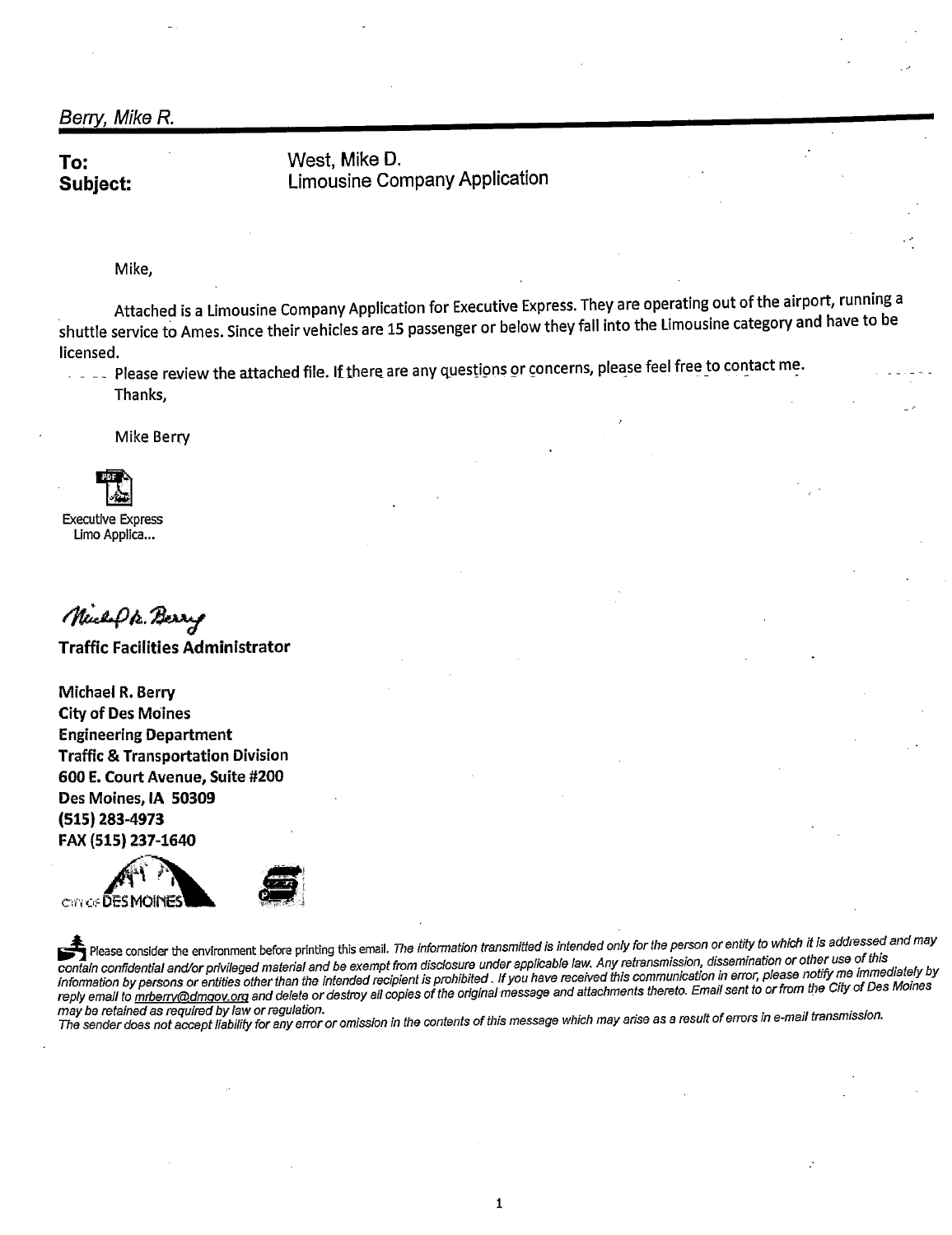*Berry, Mike R.*

**To:** West, Mike D.
**Subject:** Limousine Company Application

Mike,

Attached is a Limousine Company Application for Executive Express. They are operating out of the airport, running a shuttle service to Ames. Since their vehicles are 15 passenger or below they fall into the Limousine category and have to be licensed.

Please review the attached file. If there are any questions or concerns, please feel free to contact me.

Thanks,

Mike Berry

Executive Express Limo Applica...

**Traffic Facilities Administrator**

**Michael R. Berry**
**City of Des Moines**
**Engineering Department**
**Traffic & Transportation Division**
**600 E. Court Avenue, Suite #200**
**Des Moines, IA 50309**
**(515) 283-4973**
**FAX (515) 237-1640**

CITY OF DES MOINES

Please consider the environment before printing this email. *The information transmitted is intended only for the person or entity to which it is addressed and may contain confidential and/or privileged material and be exempt from disclosure under applicable law. Any retransmission, dissemination or other use of this information by persons or entities other than the intended recipient is prohibited. If you have received this communication in error, please notify me immediately by reply email to mrberry@dmgov.org and delete or destroy all copies of the original message and attachments thereto. Email sent to or from the City of Des Moines may be retained as required by law or regulation.*
*The sender does not accept liability for any error or omission in the contents of this message which may arise as a result of errors in e-mail transmission.*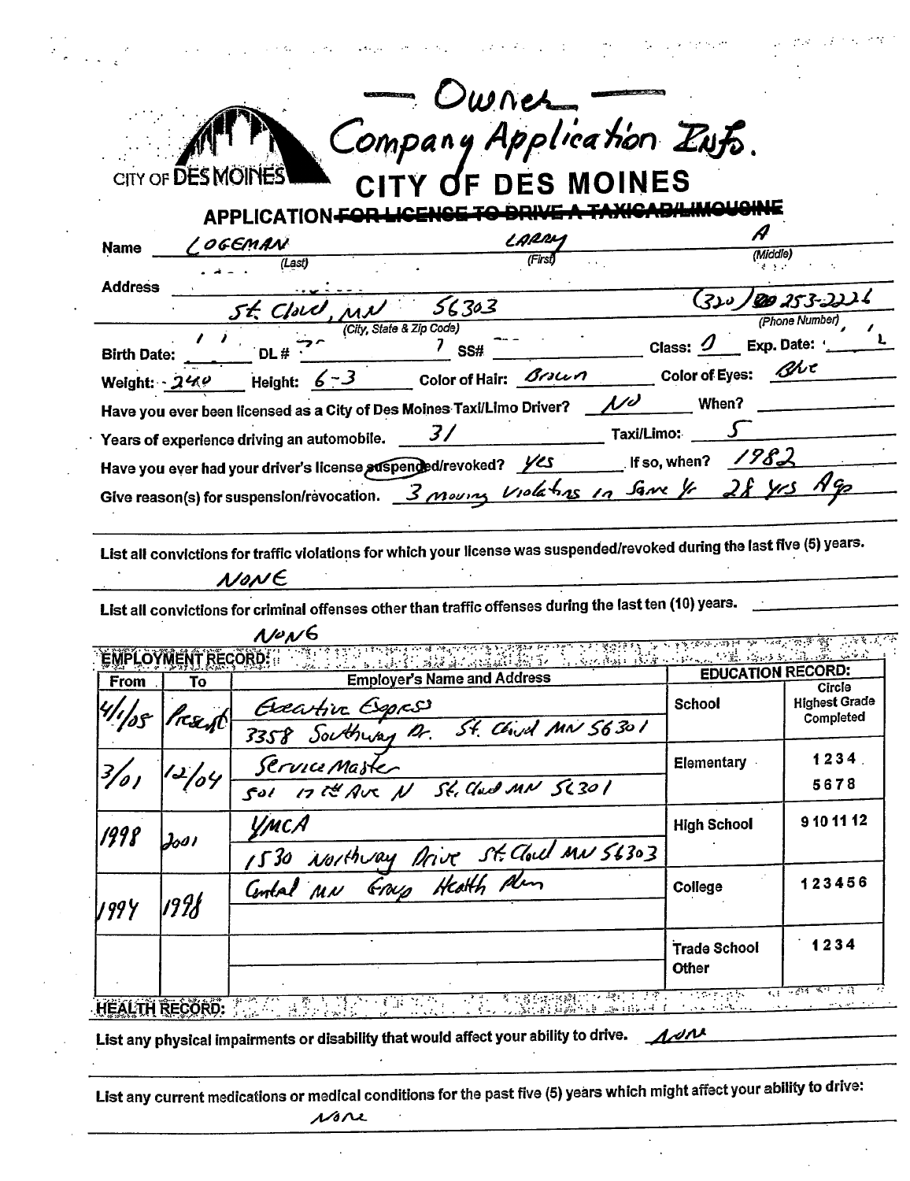# — Owner —

# Company Application Info.

CITY OF DES MOINES

# CITY OF DES MOINES

## APPLICATION ~~FOR LICENSE TO DRIVE A TAXICAB/LIMOUSINE~~

**Name** LOGEMAN (Last) LARRY (First) A (Middle)

**Address** St. Cloud, MN 56303 (City, State & Zip Code) (320) 253-2226 (Phone Number)

**Birth Date:** ______ **DL #** ______ **SS#** ______ **Class:** D **Exp. Date:** ______

**Weight:** 240 **Height:** 6-3 **Color of Hair:** Brown **Color of Eyes:** Blue

Have you ever been licensed as a City of Des Moines Taxi/Limo Driver? NO **When?** ______

Years of experience driving an automobile. 31 **Taxi/Limo:** 5

Have you ever had your driver's license suspended/revoked? Yes **If so, when?** 1982

Give reason(s) for suspension/revocation. 3 moving violations in same yr 28 yrs Ago

List all convictions for traffic violations for which your license was suspended/revoked during the last five (5) years.

NONE

List all convictions for criminal offenses other than traffic offenses during the last ten (10) years.

NONE

| EMPLOYMENT RECORD: | | | EDUCATION RECORD: | |
|---|---|---|---|---|
| From | To | Employer's Name and Address | School | Circle Highest Grade Completed |
| 4/1/05 | Present | Executive Express 3358 Southway Dr. St. Cloud MN 56301 | | |
| 3/01 | 12/04 | Service Master 501 17th Ave N St. Cloud MN 56301 | Elementary | 1 2 3 4 5 6 7 8 |
| 1998 | 2001 | YMCA 1530 Northway Drive St. Cloud MN 56303 | High School | 9 10 11 12 |
| 1994 | 1998 | Central MN Group Health Plan | College | 1 2 3 4 5 6 |
| | | | Trade School Other | 1 2 3 4 |

**HEALTH RECORD:**

List any physical impairments or disability that would affect your ability to drive. None

List any current medications or medical conditions for the past five (5) years which might affect your ability to drive:

None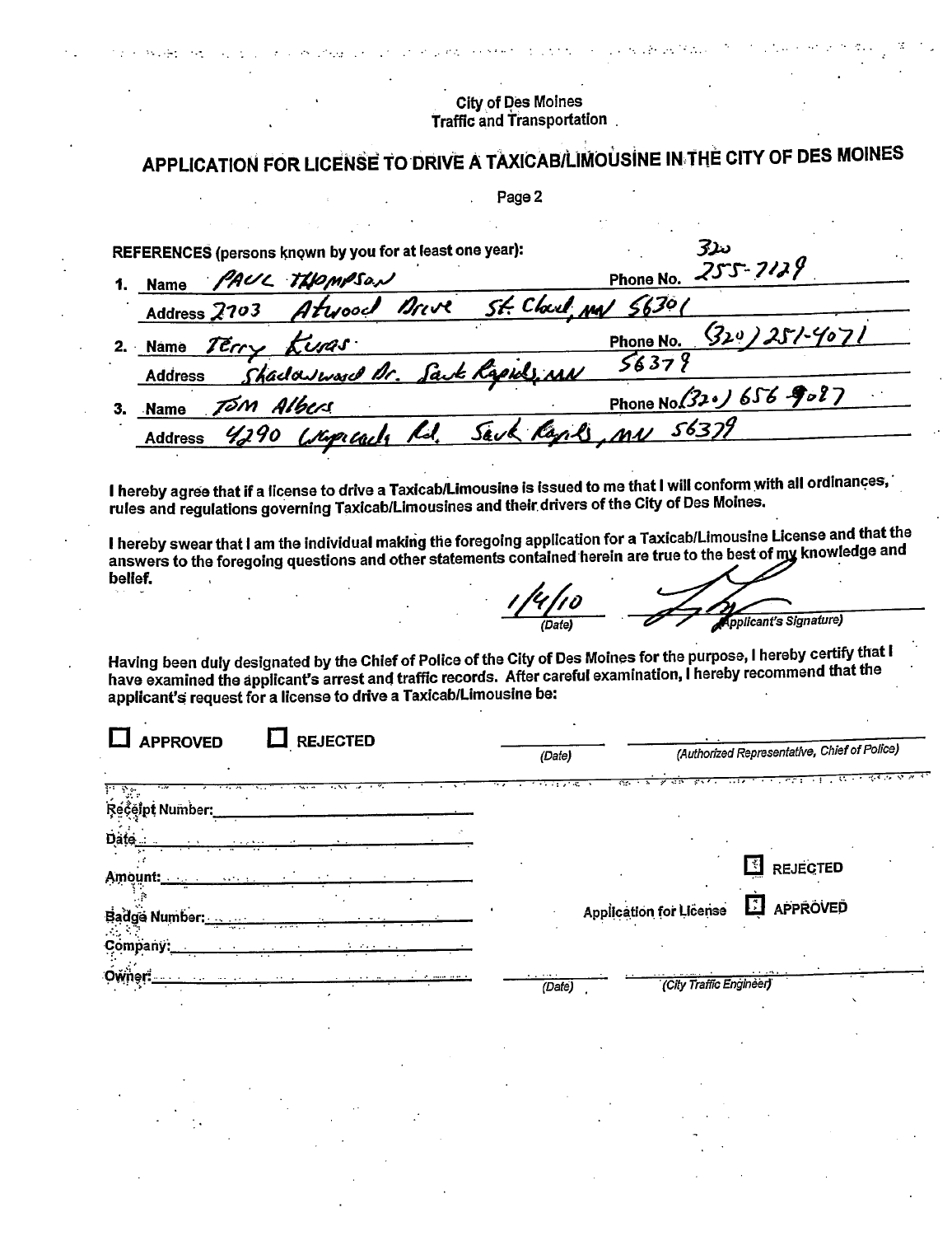City of Des Moines
Traffic and Transportation

# APPLICATION FOR LICENSE TO DRIVE A TAXICAB/LIMOUSINE IN THE CITY OF DES MOINES

Page 2

**REFERENCES (persons known by you for at least one year):**

1. Name PAUL THOMPSON Phone No. 320 255-7129
   Address 2703 Atwood Drive St. Cloud, MN 56301
2. Name Terry Kuras Phone No. (320) 251-4071
   Address Shadowwood Dr. Sauk Rapids, MN 56379
3. Name TOM Albers Phone No. (320) 656-9027
   Address 4290 Wapicada Rd. Sauk Rapids, MN 56379

**I hereby agree that if a license to drive a Taxicab/Limousine is issued to me that I will conform with all ordinances, rules and regulations governing Taxicab/Limousines and their drivers of the City of Des Moines.**

**I hereby swear that I am the individual making the foregoing application for a Taxicab/Limousine License and that the answers to the foregoing questions and other statements contained herein are true to the best of my knowledge and belief.**

1/4/10 (Date) ______ (Applicant's Signature)

**Having been duly designated by the Chief of Police of the City of Des Moines for the purpose, I hereby certify that I have examined the applicant's arrest and traffic records. After careful examination, I hereby recommend that the applicant's request for a license to drive a Taxicab/Limousine be:**

☐ **APPROVED** ☐ **REJECTED**

______ (Date) ______ (Authorized Representative, Chief of Police)

Receipt Number: ______

Date: ______

Amount: ______

Badge Number: ______

Company: ______

Owner: ______

Application for License ☐ **REJECTED** ☐ **APPROVED**

______ (Date) ______ (City Traffic Engineer)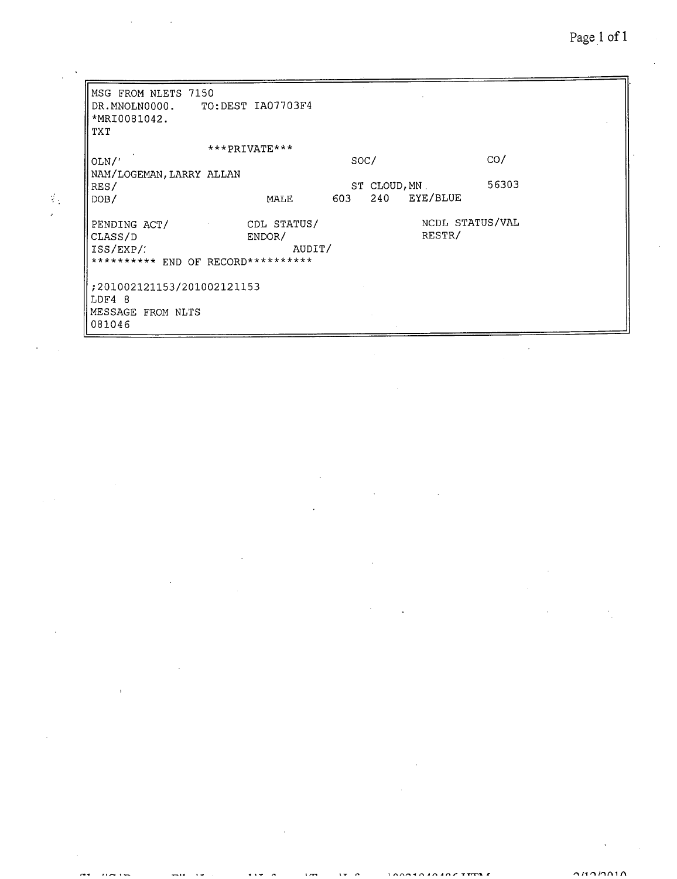```
MSG FROM NLETS 7150
DR.MNOLN0000.    TO:DEST IA07703F4
*MRI0081042.
TXT
                  ***PRIVATE***
OLN/'                                   SOC/                 CO/
NAM/LOGEMAN,LARRY ALLAN
RES/                                    ST CLOUD,MN.         56303
DOB/                       MALE     603   240   EYE/BLUE

PENDING ACT/          CDL STATUS/               NCDL STATUS/VAL
CLASS/D               ENDOR/                    RESTR/
ISS/EXP/:                  AUDIT/
********** END OF RECORD**********

;201002121153/201002121153
LDF4 8
MESSAGE FROM NLTS
081046
```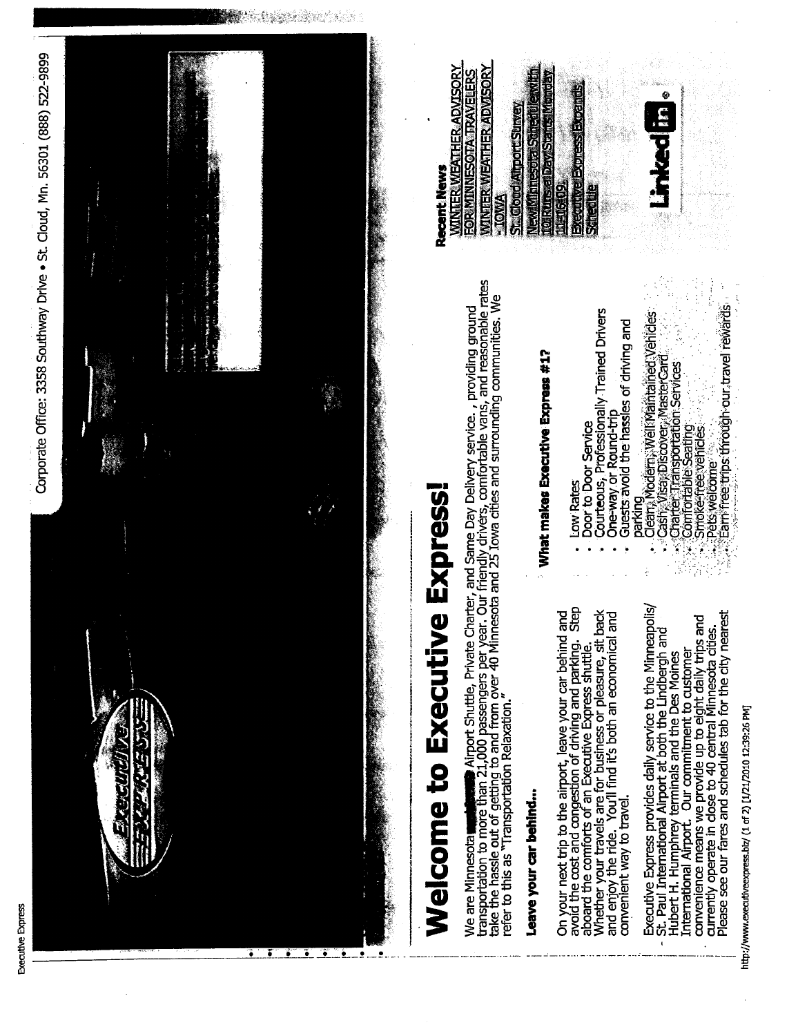Corporate Office: 3358 Southway Drive • St. Cloud, Mn. 56301 (888) 522-9899

# Welcome to Executive Express!

We are Minnesota's ██████ Airport Shuttle, Private Charter, and Same Day Delivery service., providing ground transportation to more than 21,000 passengers per year. Our friendly drivers, comfortable vans, and reasonable rates take the hassle out of getting to and from over 40 Minnesota and 25 Iowa cities and surrounding communities. We refer to this as "Transportation Relaxation."

### Leave your car behind...

On your next trip to the airport, leave your car behind and avoid the cost and congestion of driving and parking. Step aboard the comforts of an Executive Express shuttle. Whether your travels are for business or pleasure, sit back and enjoy the ride. You'll find it's both an economical and convenient way to travel.

Executive Express provides daily service to the Minneapolis/St. Paul International Airport at both the Lindbergh and Hubert H. Humphrey terminals and the Des Moines International Airport. Our commitment to customer convenience means we provide up to eight daily trips and currently operate in close to 40 central Minnesota cities. Please see our fares and schedules tab for the city nearest

### What makes Executive Express #1?

- Low Rates
- Door to Door Service
- Courteous, Professionally Trained Drivers
- One-way or Round-trip
- Guests avoid the hassles of driving and parking
- Clean, Modern, Well Maintained Vehicles
- Cash, Visa, Discover, MasterCard
- Charter Transportation Services
- Comfortable Seating
- Smoke-free vehicles
- Pets welcome
- Earn free trips through our travel rewards

### Recent News

- WINTER WEATHER ADVISORY FOR MINNESOTA TRAVELERS
- WINTER WEATHER ADVISORY - IOWA
- St. Cloud Airport Survey
- New Minnesota Schedule with 10 Runs a Day Starts Monday 11-16-09.
- Executive Express Expands Schedule

LinkedIn®

http://www.executiveexpress.biz/ (1 of 2) [1/21/2010 12:39:26 PM]